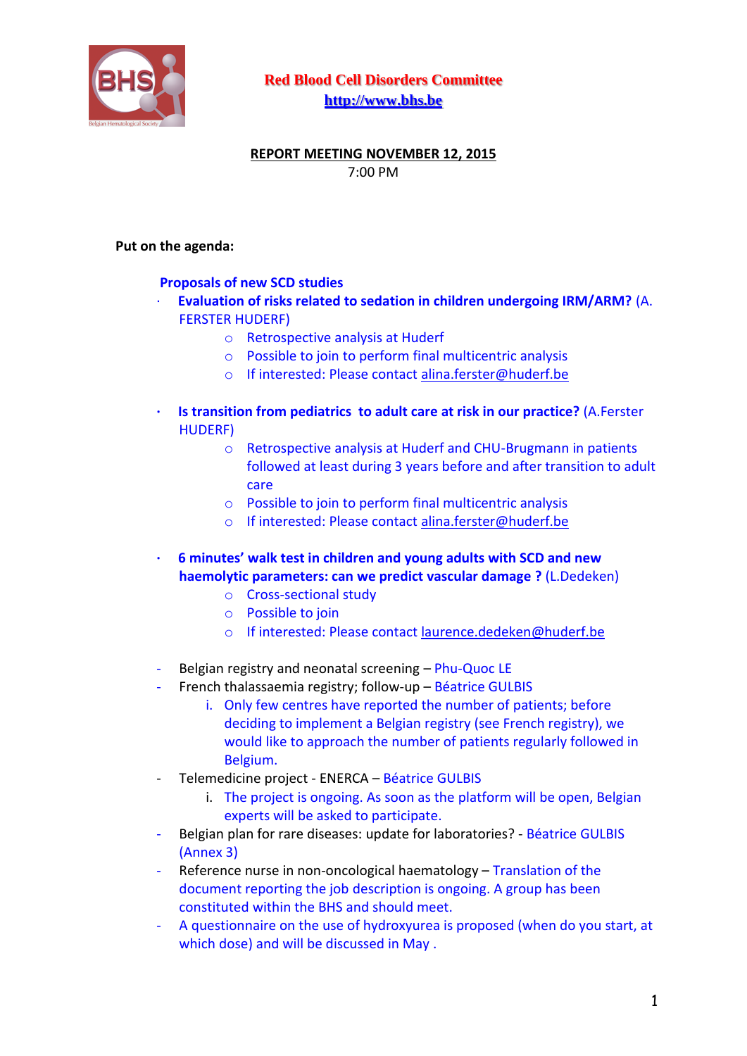**Red Blood Cell Disorders Committee**
**http://www.bhs.be**

**REPORT MEETING NOVEMBER 12, 2015**
7:00 PM

**Put on the agenda:**

**Proposals of new SCD studies**

- **Evaluation of risks related to sedation in children undergoing IRM/ARM?** (A. FERSTER HUDERF)
  - Retrospective analysis at Huderf
  - Possible to join to perform final multicentric analysis
  - If interested: Please contact alina.ferster@huderf.be

- **Is transition from pediatrics to adult care at risk in our practice?** (A.Ferster HUDERF)
  - Retrospective analysis at Huderf and CHU-Brugmann in patients followed at least during 3 years before and after transition to adult care
  - Possible to join to perform final multicentric analysis
  - If interested: Please contact alina.ferster@huderf.be

- **6 minutes' walk test in children and young adults with SCD and new haemolytic parameters: can we predict vascular damage ?** (L.Dedeken)
  - Cross-sectional study
  - Possible to join
  - If interested: Please contact laurence.dedeken@huderf.be

- Belgian registry and neonatal screening – Phu-Quoc LE
- French thalassaemia registry; follow-up – Béatrice GULBIS
  1. Only few centres have reported the number of patients; before deciding to implement a Belgian registry (see French registry), we would like to approach the number of patients regularly followed in Belgium.
- Telemedicine project - ENERCA – Béatrice GULBIS
  1. The project is ongoing. As soon as the platform will be open, Belgian experts will be asked to participate.
- Belgian plan for rare diseases: update for laboratories? - Béatrice GULBIS (Annex 3)
- Reference nurse in non-oncological haematology – Translation of the document reporting the job description is ongoing. A group has been constituted within the BHS and should meet.
- A questionnaire on the use of hydroxyurea is proposed (when do you start, at which dose) and will be discussed in May .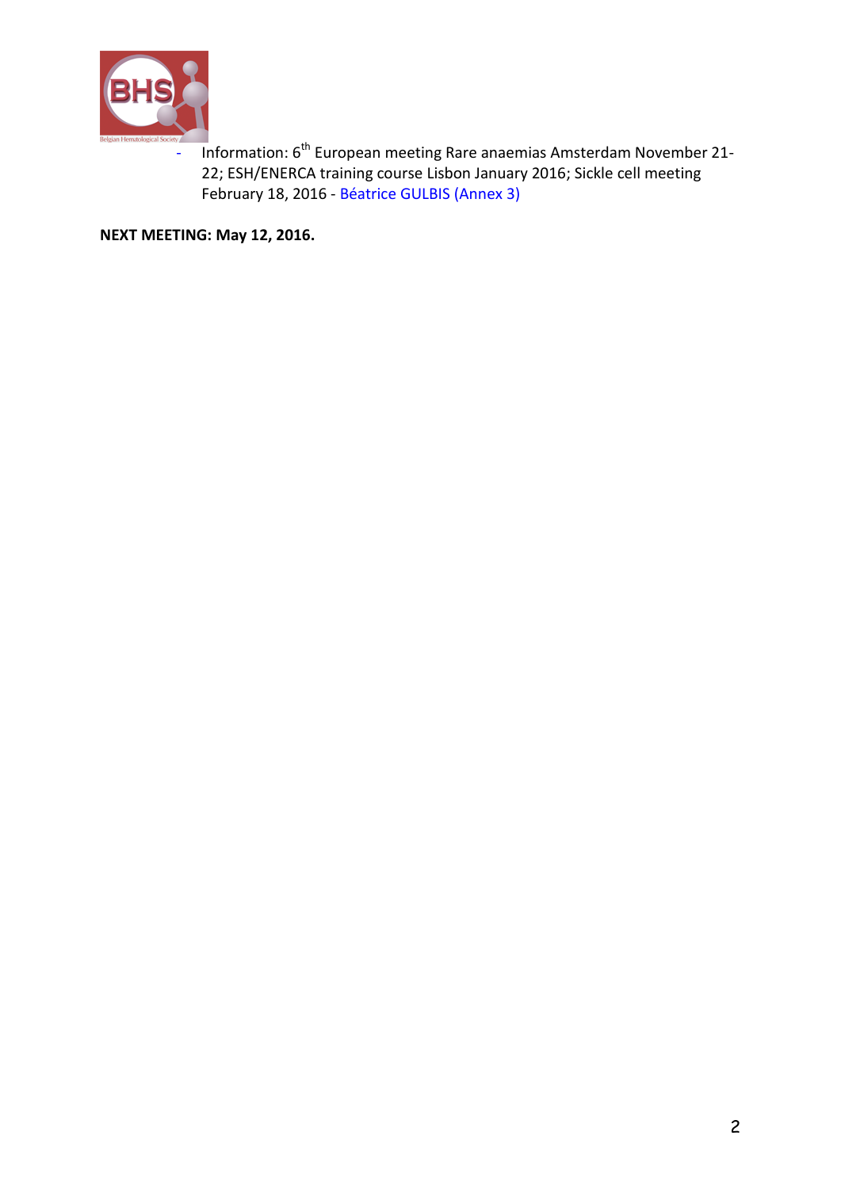- Information: 6th European meeting Rare anaemias Amsterdam November 21-22; ESH/ENERCA training course Lisbon January 2016; Sickle cell meeting February 18, 2016 - Béatrice GULBIS (Annex 3)

**NEXT MEETING: May 12, 2016.**